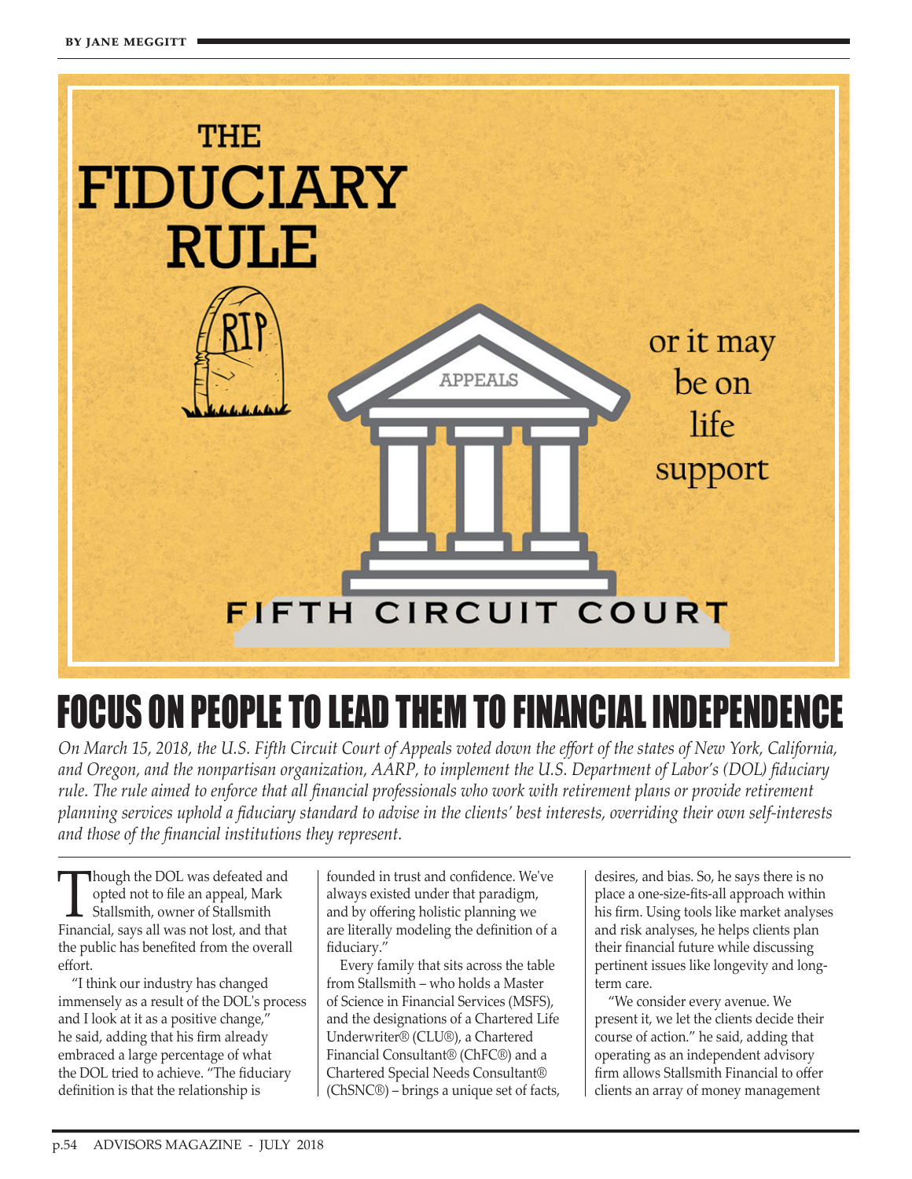BY JANE MEGGITT

THE FIDUCIARY RULE

RIP

APPEALS

or it may be on life support

FIFTH CIRCUIT COURT

# FOCUS ON PEOPLE TO LEAD THEM TO FINANCIAL INDEPENDENCE

*On March 15, 2018, the U.S. Fifth Circuit Court of Appeals voted down the effort of the states of New York, California, and Oregon, and the nonpartisan organization, AARP, to implement the U.S. Department of Labor's (DOL) fiduciary rule. The rule aimed to enforce that all financial professionals who work with retirement plans or provide retirement planning services uphold a fiduciary standard to advise in the clients' best interests, overriding their own self-interests and those of the financial institutions they represent.*

Though the DOL was defeated and opted not to file an appeal, Mark Stallsmith, owner of Stallsmith Financial, says all was not lost, and that the public has benefited from the overall effort.

"I think our industry has changed immensely as a result of the DOL's process and I look at it as a positive change," he said, adding that his firm already embraced a large percentage of what the DOL tried to achieve. "The fiduciary definition is that the relationship is founded in trust and confidence. We've always existed under that paradigm, and by offering holistic planning we are literally modeling the definition of a fiduciary."

Every family that sits across the table from Stallsmith – who holds a Master of Science in Financial Services (MSFS), and the designations of a Chartered Life Underwriter® (CLU®), a Chartered Financial Consultant® (ChFC®) and a Chartered Special Needs Consultant® (ChSNC®) – brings a unique set of facts, desires, and bias. So, he says there is no place a one-size-fits-all approach within his firm. Using tools like market analyses and risk analyses, he helps clients plan their financial future while discussing pertinent issues like longevity and long-term care.

"We consider every avenue. We present it, we let the clients decide their course of action." he said, adding that operating as an independent advisory firm allows Stallsmith Financial to offer clients an array of money management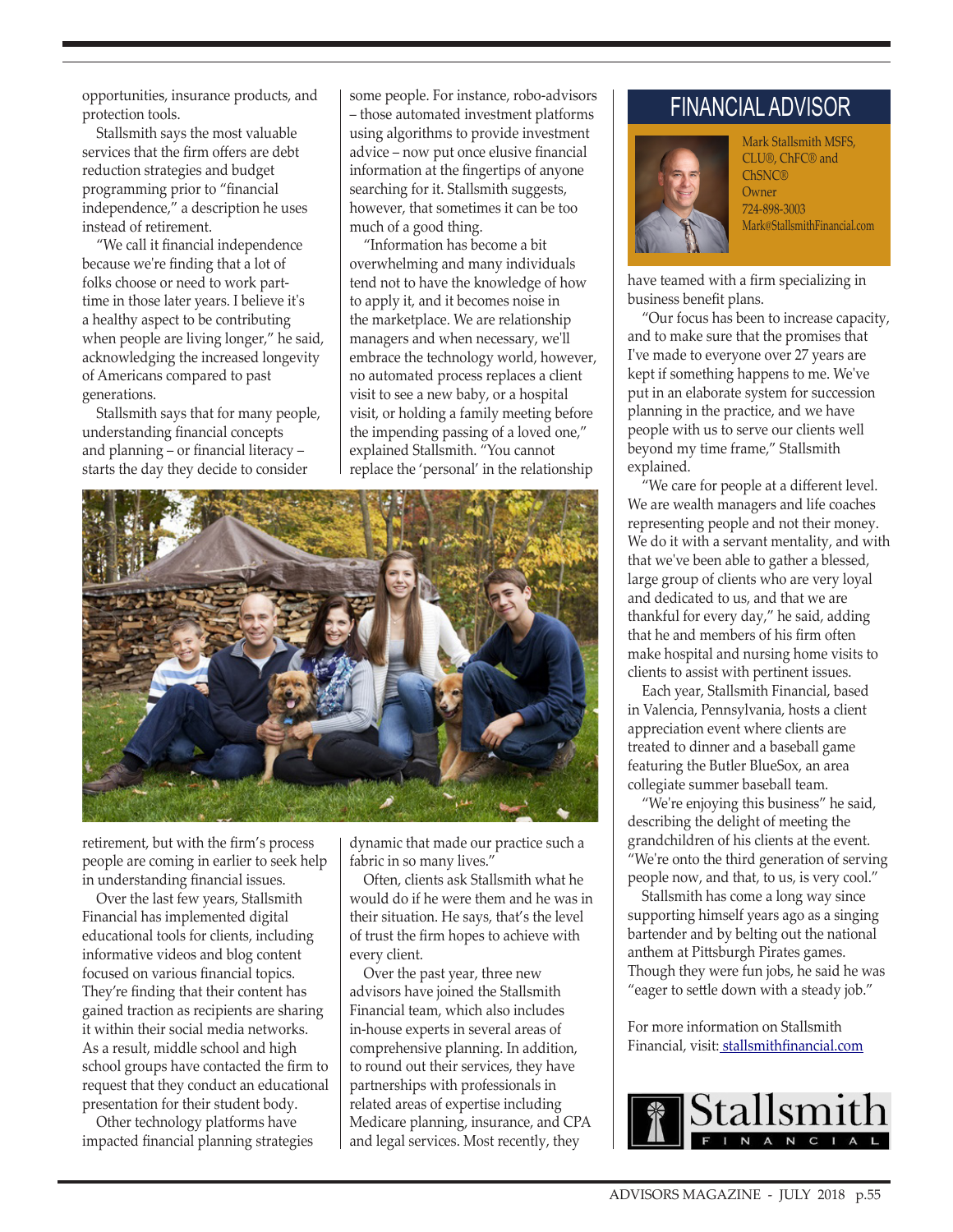opportunities, insurance products, and protection tools.

Stallsmith says the most valuable services that the firm offers are debt reduction strategies and budget programming prior to "financial independence," a description he uses instead of retirement.

"We call it financial independence because we're finding that a lot of folks choose or need to work part-time in those later years. I believe it's a healthy aspect to be contributing when people are living longer," he said, acknowledging the increased longevity of Americans compared to past generations.

Stallsmith says that for many people, understanding financial concepts and planning – or financial literacy – starts the day they decide to consider retirement, but with the firm's process people are coming in earlier to seek help in understanding financial issues.

Over the last few years, Stallsmith Financial has implemented digital educational tools for clients, including informative videos and blog content focused on various financial topics. They're finding that their content has gained traction as recipients are sharing it within their social media networks. As a result, middle school and high school groups have contacted the firm to request that they conduct an educational presentation for their student body.

Other technology platforms have impacted financial planning strategies some people. For instance, robo-advisors – those automated investment platforms using algorithms to provide investment advice – now put once elusive financial information at the fingertips of anyone searching for it. Stallsmith suggests, however, that sometimes it can be too much of a good thing.

"Information has become a bit overwhelming and many individuals tend not to have the knowledge of how to apply it, and it becomes noise in the marketplace. We are relationship managers and when necessary, we'll embrace the technology world, however, no automated process replaces a client visit to see a new baby, or a hospital visit, or holding a family meeting before the impending passing of a loved one," explained Stallsmith. "You cannot replace the 'personal' in the relationship dynamic that made our practice such a fabric in so many lives."

Often, clients ask Stallsmith what he would do if he were them and he was in their situation. He says, that's the level of trust the firm hopes to achieve with every client.

Over the past year, three new advisors have joined the Stallsmith Financial team, which also includes in-house experts in several areas of comprehensive planning. In addition, to round out their services, they have partnerships with professionals in related areas of expertise including Medicare planning, insurance, and CPA and legal services. Most recently, they have teamed with a firm specializing in business benefit plans.

"Our focus has been to increase capacity, and to make sure that the promises that I've made to everyone over 27 years are kept if something happens to me. We've put in an elaborate system for succession planning in the practice, and we have people with us to serve our clients well beyond my time frame," Stallsmith explained.

"We care for people at a different level. We are wealth managers and life coaches representing people and not their money. We do it with a servant mentality, and with that we've been able to gather a blessed, large group of clients who are very loyal and dedicated to us, and that we are thankful for every day," he said, adding that he and members of his firm often make hospital and nursing home visits to clients to assist with pertinent issues.

Each year, Stallsmith Financial, based in Valencia, Pennsylvania, hosts a client appreciation event where clients are treated to dinner and a baseball game featuring the Butler BlueSox, an area collegiate summer baseball team.

"We're enjoying this business" he said, describing the delight of meeting the grandchildren of his clients at the event. "We're onto the third generation of serving people now, and that, to us, is very cool."

Stallsmith has come a long way since supporting himself years ago as a singing bartender and by belting out the national anthem at Pittsburgh Pirates games. Though they were fun jobs, he said he was "eager to settle down with a steady job."

For more information on Stallsmith Financial, visit: stallsmithfinancial.com

## FINANCIAL ADVISOR

Mark Stallsmith MSFS, CLU®, ChFC® and ChSNC®
Owner
724-898-3003
Mark@StallsmithFinancial.com

Stallsmith
FINANCIAL